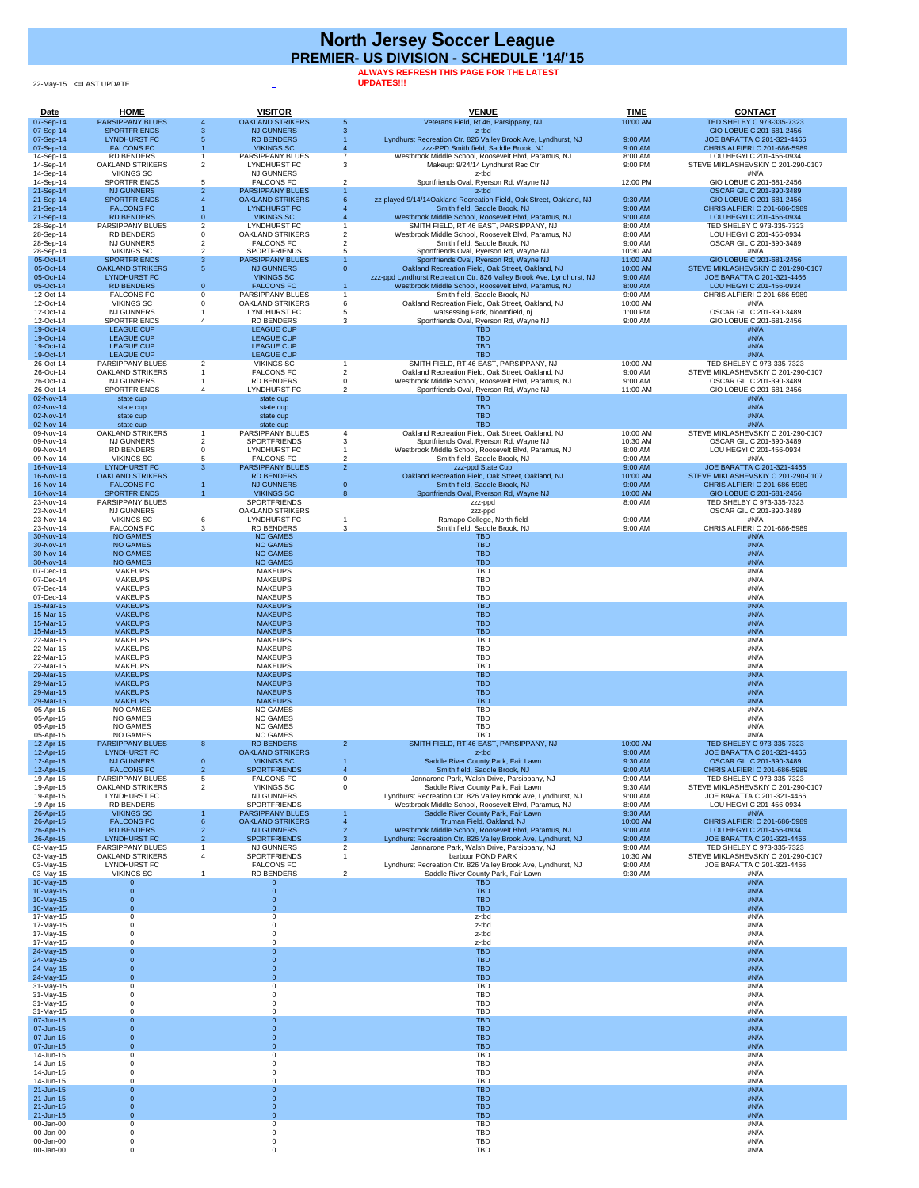# North Jersey Soccer League

## PREMIER- US DIVISION - SCHEDULE '14/'15

**ALWAYS REFRESH THIS PAGE FOR THE LATEST UPDATES!!!**

22-May-15 <=LAST UPDATE

| Date | HOME | | VISITOR | | VENUE | TIME | CONTACT |
|---|---|---|---|---|---|---|---|
| 07-Sep-14 | PARSIPPANY BLUES | 4 | OAKLAND STRIKERS | 5 | Veterans Field, Rt 46, Parsippany, NJ | 10:00 AM | TED SHELBY C 973-335-7323 |
| 07-Sep-14 | SPORTFRIENDS | 3 | NJ GUNNERS | 3 | z-tbd | | GIO LOBUE C 201-681-2456 |
| 07-Sep-14 | LYNDHURST FC | 5 | RD BENDERS | 1 | Lyndhurst Recreation Ctr. 826 Valley Brook Ave, Lyndhurst, NJ | 9:00 AM | JOE BARATTA C 201-321-4466 |
| 07-Sep-14 | FALCONS FC | 1 | VIKINGS SC | 4 | zzz-PPD Smith field, Saddle Brook, NJ | 9:00 AM | CHRIS ALFIERI C 201-686-5989 |
| 14-Sep-14 | RD BENDERS | 1 | PARSIPPANY BLUES | 7 | Westbrook Middle School, Roosevelt Blvd, Paramus, NJ | 8:00 AM | LOU HEGYI C 201-456-0934 |
| 14-Sep-14 | OAKLAND STRIKERS | 2 | LYNDHURST FC | 3 | Makeup: 9/24/14 Lyndhurst Rec Ctr | 9:00 PM | STEVE MIKLASHEVSKIY C 201-290-0107 |
| 14-Sep-14 | VIKINGS SC | | NJ GUNNERS | | z-tbd | | #N/A |
| 14-Sep-14 | SPORTFRIENDS | 5 | FALCONS FC | 2 | Sportfriends Oval, Ryerson Rd, Wayne NJ | 12:00 PM | GIO LOBUE C 201-681-2456 |
| 21-Sep-14 | NJ GUNNERS | 2 | PARSIPPANY BLUES | 1 | z-tbd | | OSCAR GIL C 201-390-3489 |
| 21-Sep-14 | SPORTFRIENDS | 4 | OAKLAND STRIKERS | 6 | zz-played 9/14/14Oakland Recreation Field, Oak Street, Oakland, NJ | 9:30 AM | GIO LOBUE C 201-681-2456 |
| 21-Sep-14 | FALCONS FC | 1 | LYNDHURST FC | 4 | Smith field, Saddle Brook, NJ | 9:00 AM | CHRIS ALFIERI C 201-686-5989 |
| 21-Sep-14 | RD BENDERS | 0 | VIKINGS SC | 4 | Westbrook Middle School, Roosevelt Blvd, Paramus, NJ | 9:00 AM | LOU HEGYI C 201-456-0934 |
| 28-Sep-14 | PARSIPPANY BLUES | 2 | LYNDHURST FC | 1 | SMITH FIELD, RT 46 EAST, PARSIPPANY, NJ | 8:00 AM | TED SHELBY C 973-335-7323 |
| 28-Sep-14 | RD BENDERS | 0 | OAKLAND STRIKERS | 2 | Westbrook Middle School, Roosevelt Blvd, Paramus, NJ | 8:00 AM | LOU HEGYI C 201-456-0934 |
| 28-Sep-14 | NJ GUNNERS | 2 | FALCONS FC | 2 | Smith field, Saddle Brook, NJ | 9:00 AM | OSCAR GIL C 201-390-3489 |
| 28-Sep-14 | VIKINGS SC | 2 | SPORTFRIENDS | 5 | Sportfriends Oval, Ryerson Rd, Wayne NJ | 10:30 AM | #N/A |
| 05-Oct-14 | SPORTFRIENDS | 3 | PARSIPPANY BLUES | 1 | Sportfriends Oval, Ryerson Rd, Wayne NJ | 11:00 AM | GIO LOBUE C 201-681-2456 |
| 05-Oct-14 | OAKLAND STRIKERS | 5 | NJ GUNNERS | 0 | Oakland Recreation Field, Oak Street, Oakland, NJ | 10:00 AM | STEVE MIKLASHEVSKIY C 201-290-0107 |
| 05-Oct-14 | LYNDHURST FC | | VIKINGS SC | | zzz-ppd Lyndhurst Recreation Ctr. 826 Valley Brook Ave, Lyndhurst, NJ | 9:00 AM | JOE BARATTA C 201-321-4466 |
| 05-Oct-14 | RD BENDERS | 0 | FALCONS FC | 1 | Westbrook Middle School, Roosevelt Blvd, Paramus, NJ | 8:00 AM | LOU HEGYI C 201-456-0934 |
| 12-Oct-14 | FALCONS FC | 0 | PARSIPPANY BLUES | 1 | Smith field, Saddle Brook, NJ | 9:00 AM | CHRIS ALFIERI C 201-686-5989 |
| 12-Oct-14 | VIKINGS SC | 0 | OAKLAND STRIKERS | 6 | Oakland Recreation Field, Oak Street, Oakland, NJ | 10:00 AM | #N/A |
| 12-Oct-14 | NJ GUNNERS | 1 | LYNDHURST FC | 5 | watsessing Park, bloomfield, nj | 1:00 PM | OSCAR GIL C 201-390-3489 |
| 12-Oct-14 | SPORTFRIENDS | 4 | RD BENDERS | 3 | Sportfriends Oval, Ryerson Rd, Wayne NJ | 9:00 AM | GIO LOBUE C 201-681-2456 |
| 19-Oct-14 | LEAGUE CUP | | LEAGUE CUP | | TBD | | #N/A |
| 19-Oct-14 | LEAGUE CUP | | LEAGUE CUP | | TBD | | #N/A |
| 19-Oct-14 | LEAGUE CUP | | LEAGUE CUP | | TBD | | #N/A |
| 19-Oct-14 | LEAGUE CUP | | LEAGUE CUP | | TBD | | #N/A |
| 26-Oct-14 | PARSIPPANY BLUES | 2 | VIKINGS SC | 1 | SMITH FIELD, RT 46 EAST, PARSIPPANY, NJ | 10:00 AM | TED SHELBY C 973-335-7323 |
| 26-Oct-14 | OAKLAND STRIKERS | 1 | FALCONS FC | 2 | Oakland Recreation Field, Oak Street, Oakland, NJ | 9:00 AM | STEVE MIKLASHEVSKIY C 201-290-0107 |
| 26-Oct-14 | NJ GUNNERS | 1 | RD BENDERS | 0 | Westbrook Middle School, Roosevelt Blvd, Paramus, NJ | 9:00 AM | OSCAR GIL C 201-390-3489 |
| 26-Oct-14 | SPORTFRIENDS | 4 | LYNDHURST FC | 2 | Sportfriends Oval, Ryerson Rd, Wayne NJ | 11:00 AM | GIO LOBUE C 201-681-2456 |
| 02-Nov-14 | state cup | | state cup | | TBD | | #N/A |
| 02-Nov-14 | state cup | | state cup | | TBD | | #N/A |
| 02-Nov-14 | state cup | | state cup | | TBD | | #N/A |
| 02-Nov-14 | state cup | | state cup | | TBD | | #N/A |
| 09-Nov-14 | OAKLAND STRIKERS | 1 | PARSIPPANY BLUES | 4 | Oakland Recreation Field, Oak Street, Oakland, NJ | 10:00 AM | STEVE MIKLASHEVSKIY C 201-290-0107 |
| 09-Nov-14 | NJ GUNNERS | 2 | SPORTFRIENDS | 3 | Sportfriends Oval, Ryerson Rd, Wayne NJ | 10:30 AM | OSCAR GIL C 201-390-3489 |
| 09-Nov-14 | RD BENDERS | 0 | LYNDHURST FC | 1 | Westbrook Middle School, Roosevelt Blvd, Paramus, NJ | 8:00 AM | LOU HEGYI C 201-456-0934 |
| 09-Nov-14 | VIKINGS SC | 5 | FALCONS FC | 2 | Smith field, Saddle Brook, NJ | 9:00 AM | #N/A |
| 16-Nov-14 | LYNDHURST FC | 3 | PARSIPPANY BLUES | 2 | zzz-ppd State Cup | 9:00 AM | JOE BARATTA C 201-321-4466 |
| 16-Nov-14 | OAKLAND STRIKERS | | RD BENDERS | | Oakland Recreation Field, Oak Street, Oakland, NJ | 10:00 AM | STEVE MIKLASHEVSKIY C 201-290-0107 |
| 16-Nov-14 | FALCONS FC | 1 | NJ GUNNERS | 0 | Smith field, Saddle Brook, NJ | 9:00 AM | CHRIS ALFIERI C 201-686-5989 |
| 16-Nov-14 | SPORTFRIENDS | 1 | VIKINGS SC | 8 | Sportfriends Oval, Ryerson Rd, Wayne NJ | 10:00 AM | GIO LOBUE C 201-681-2456 |
| 23-Nov-14 | PARSIPPANY BLUES | | SPORTFRIENDS | | zzz-ppd | 8:00 AM | TED SHELBY C 973-335-7323 |
| 23-Nov-14 | NJ GUNNERS | | OAKLAND STRIKERS | | zzz-ppd | | OSCAR GIL C 201-390-3489 |
| 23-Nov-14 | VIKINGS SC | 6 | LYNDHURST FC | 1 | Ramapo College, North field | 9:00 AM | #N/A |
| 23-Nov-14 | FALCONS FC | 3 | RD BENDERS | 3 | Smith field, Saddle Brook, NJ | 9:00 AM | CHRIS ALFIERI C 201-686-5989 |
| 30-Nov-14 | NO GAMES | | NO GAMES | | TBD | | #N/A |
| 30-Nov-14 | NO GAMES | | NO GAMES | | TBD | | #N/A |
| 30-Nov-14 | NO GAMES | | NO GAMES | | TBD | | #N/A |
| 30-Nov-14 | NO GAMES | | NO GAMES | | TBD | | #N/A |
| 07-Dec-14 | MAKEUPS | | MAKEUPS | | TBD | | #N/A |
| 07-Dec-14 | MAKEUPS | | MAKEUPS | | TBD | | #N/A |
| 07-Dec-14 | MAKEUPS | | MAKEUPS | | TBD | | #N/A |
| 07-Dec-14 | MAKEUPS | | MAKEUPS | | TBD | | #N/A |
| 15-Mar-15 | MAKEUPS | | MAKEUPS | | TBD | | #N/A |
| 15-Mar-15 | MAKEUPS | | MAKEUPS | | TBD | | #N/A |
| 15-Mar-15 | MAKEUPS | | MAKEUPS | | TBD | | #N/A |
| 15-Mar-15 | MAKEUPS | | MAKEUPS | | TBD | | #N/A |
| 22-Mar-15 | MAKEUPS | | MAKEUPS | | TBD | | #N/A |
| 22-Mar-15 | MAKEUPS | | MAKEUPS | | TBD | | #N/A |
| 22-Mar-15 | MAKEUPS | | MAKEUPS | | TBD | | #N/A |
| 22-Mar-15 | MAKEUPS | | MAKEUPS | | TBD | | #N/A |
| 29-Mar-15 | MAKEUPS | | MAKEUPS | | TBD | | #N/A |
| 29-Mar-15 | MAKEUPS | | MAKEUPS | | TBD | | #N/A |
| 29-Mar-15 | MAKEUPS | | MAKEUPS | | TBD | | #N/A |
| 29-Mar-15 | MAKEUPS | | MAKEUPS | | TBD | | #N/A |
| 05-Apr-15 | NO GAMES | | NO GAMES | | TBD | | #N/A |
| 05-Apr-15 | NO GAMES | | NO GAMES | | TBD | | #N/A |
| 05-Apr-15 | NO GAMES | | NO GAMES | | TBD | | #N/A |
| 05-Apr-15 | NO GAMES | | NO GAMES | | TBD | | #N/A |
| 12-Apr-15 | PARSIPPANY BLUES | 8 | RD BENDERS | 2 | SMITH FIELD, RT 46 EAST, PARSIPPANY, NJ | 10:00 AM | TED SHELBY C 973-335-7323 |
| 12-Apr-15 | LYNDHURST FC | | OAKLAND STRIKERS | | z-tbd | 9:00 AM | JOE BARATTA C 201-321-4466 |
| 12-Apr-15 | NJ GUNNERS | 0 | VIKINGS SC | 1 | Saddle River County Park, Fair Lawn | 9:30 AM | OSCAR GIL C 201-390-3489 |
| 12-Apr-15 | FALCONS FC | 2 | SPORTFRIENDS | 4 | Smith field, Saddle Brook, NJ | 9:00 AM | CHRIS ALFIERI C 201-686-5989 |
| 19-Apr-15 | PARSIPPANY BLUES | 5 | FALCONS FC | 0 | Jannarone Park, Walsh Drive, Parsippany, NJ | 9:00 AM | TED SHELBY C 973-335-7323 |
| 19-Apr-15 | OAKLAND STRIKERS | 2 | VIKINGS SC | 0 | Saddle River County Park, Fair Lawn | 9:30 AM | STEVE MIKLASHEVSKIY C 201-290-0107 |
| 19-Apr-15 | LYNDHURST FC | | NJ GUNNERS | | Lyndhurst Recreation Ctr. 826 Valley Brook Ave, Lyndhurst, NJ | 9:00 AM | JOE BARATTA C 201-321-4466 |
| 19-Apr-15 | RD BENDERS | | SPORTFRIENDS | | Westbrook Middle School, Roosevelt Blvd, Paramus, NJ | 8:00 AM | LOU HEGYI C 201-456-0934 |
| 26-Apr-15 | VIKINGS SC | 1 | PARSIPPANY BLUES | 1 | Saddle River County Park, Fair Lawn | 9:30 AM | #N/A |
| 26-Apr-15 | FALCONS FC | 6 | OAKLAND STRIKERS | 4 | Truman Field, Oakland, NJ | 10:00 AM | CHRIS ALFIERI C 201-686-5989 |
| 26-Apr-15 | RD BENDERS | 2 | NJ GUNNERS | 2 | Westbrook Middle School, Roosevelt Blvd, Paramus, NJ | 9:00 AM | LOU HEGYI C 201-456-0934 |
| 26-Apr-15 | LYNDHURST FC | 2 | SPORTFRIENDS | 3 | Lyndhurst Recreation Ctr. 826 Valley Brook Ave, Lyndhurst, NJ | 9:00 AM | JOE BARATTA C 201-321-4466 |
| 03-May-15 | PARSIPPANY BLUES | 1 | NJ GUNNERS | 2 | Jannarone Park, Walsh Drive, Parsippany, NJ | 9:00 AM | TED SHELBY C 973-335-7323 |
| 03-May-15 | OAKLAND STRIKERS | 4 | SPORTFRIENDS | 1 | barbour POND PARK | 10:30 AM | STEVE MIKLASHEVSKIY C 201-290-0107 |
| 03-May-15 | LYNDHURST FC | | FALCONS FC | | Lyndhurst Recreation Ctr. 826 Valley Brook Ave, Lyndhurst, NJ | 9:00 AM | JOE BARATTA C 201-321-4466 |
| 03-May-15 | VIKINGS SC | 1 | RD BENDERS | 2 | Saddle River County Park, Fair Lawn | 9:30 AM | #N/A |
| 10-May-15 | 0 | | 0 | | TBD | | #N/A |
| 10-May-15 | 0 | | 0 | | TBD | | #N/A |
| 10-May-15 | 0 | | 0 | | TBD | | #N/A |
| 10-May-15 | 0 | | 0 | | TBD | | #N/A |
| 17-May-15 | 0 | | 0 | | z-tbd | | #N/A |
| 17-May-15 | 0 | | 0 | | z-tbd | | #N/A |
| 17-May-15 | 0 | | 0 | | z-tbd | | #N/A |
| 17-May-15 | 0 | | 0 | | z-tbd | | #N/A |
| 24-May-15 | 0 | | 0 | | TBD | | #N/A |
| 24-May-15 | 0 | | 0 | | TBD | | #N/A |
| 24-May-15 | 0 | | 0 | | TBD | | #N/A |
| 24-May-15 | 0 | | 0 | | TBD | | #N/A |
| 31-May-15 | 0 | | 0 | | TBD | | #N/A |
| 31-May-15 | 0 | | 0 | | TBD | | #N/A |
| 31-May-15 | 0 | | 0 | | TBD | | #N/A |
| 31-May-15 | 0 | | 0 | | TBD | | #N/A |
| 07-Jun-15 | 0 | | 0 | | TBD | | #N/A |
| 07-Jun-15 | 0 | | 0 | | TBD | | #N/A |
| 07-Jun-15 | 0 | | 0 | | TBD | | #N/A |
| 07-Jun-15 | 0 | | 0 | | TBD | | #N/A |
| 14-Jun-15 | 0 | | 0 | | TBD | | #N/A |
| 14-Jun-15 | 0 | | 0 | | TBD | | #N/A |
| 14-Jun-15 | 0 | | 0 | | TBD | | #N/A |
| 14-Jun-15 | 0 | | 0 | | TBD | | #N/A |
| 21-Jun-15 | 0 | | 0 | | TBD | | #N/A |
| 21-Jun-15 | 0 | | 0 | | TBD | | #N/A |
| 21-Jun-15 | 0 | | 0 | | TBD | | #N/A |
| 21-Jun-15 | 0 | | 0 | | TBD | | #N/A |
| 00-Jan-00 | 0 | | 0 | | TBD | | #N/A |
| 00-Jan-00 | 0 | | 0 | | TBD | | #N/A |
| 00-Jan-00 | 0 | | 0 | | TBD | | #N/A |
| 00-Jan-00 | 0 | | 0 | | TBD | | #N/A |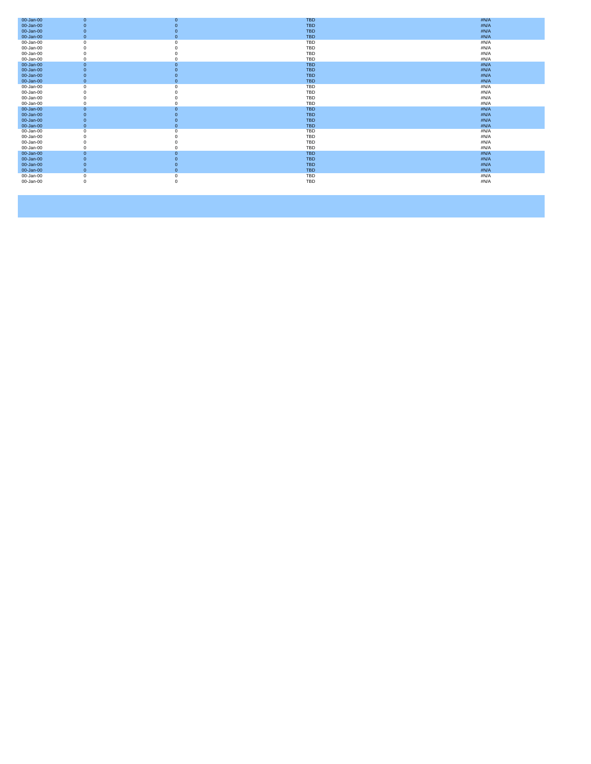| | | | | |
|---|---|---|---|---|
| 00-Jan-00 | 0 | 0 | TBD | #N/A |
| 00-Jan-00 | 0 | 0 | TBD | #N/A |
| 00-Jan-00 | 0 | 0 | TBD | #N/A |
| 00-Jan-00 | 0 | 0 | TBD | #N/A |
| 00-Jan-00 | 0 | 0 | TBD | #N/A |
| 00-Jan-00 | 0 | 0 | TBD | #N/A |
| 00-Jan-00 | 0 | 0 | TBD | #N/A |
| 00-Jan-00 | 0 | 0 | TBD | #N/A |
| 00-Jan-00 | 0 | 0 | TBD | #N/A |
| 00-Jan-00 | 0 | 0 | TBD | #N/A |
| 00-Jan-00 | 0 | 0 | TBD | #N/A |
| 00-Jan-00 | 0 | 0 | TBD | #N/A |
| 00-Jan-00 | 0 | 0 | TBD | #N/A |
| 00-Jan-00 | 0 | 0 | TBD | #N/A |
| 00-Jan-00 | 0 | 0 | TBD | #N/A |
| 00-Jan-00 | 0 | 0 | TBD | #N/A |
| 00-Jan-00 | 0 | 0 | TBD | #N/A |
| 00-Jan-00 | 0 | 0 | TBD | #N/A |
| 00-Jan-00 | 0 | 0 | TBD | #N/A |
| 00-Jan-00 | 0 | 0 | TBD | #N/A |
| 00-Jan-00 | 0 | 0 | TBD | #N/A |
| 00-Jan-00 | 0 | 0 | TBD | #N/A |
| 00-Jan-00 | 0 | 0 | TBD | #N/A |
| 00-Jan-00 | 0 | 0 | TBD | #N/A |
| 00-Jan-00 | 0 | 0 | TBD | #N/A |
| 00-Jan-00 | 0 | 0 | TBD | #N/A |
| 00-Jan-00 | 0 | 0 | TBD | #N/A |
| 00-Jan-00 | 0 | 0 | TBD | #N/A |
| 00-Jan-00 | 0 | 0 | TBD | #N/A |
| 00-Jan-00 | 0 | 0 | TBD | #N/A |